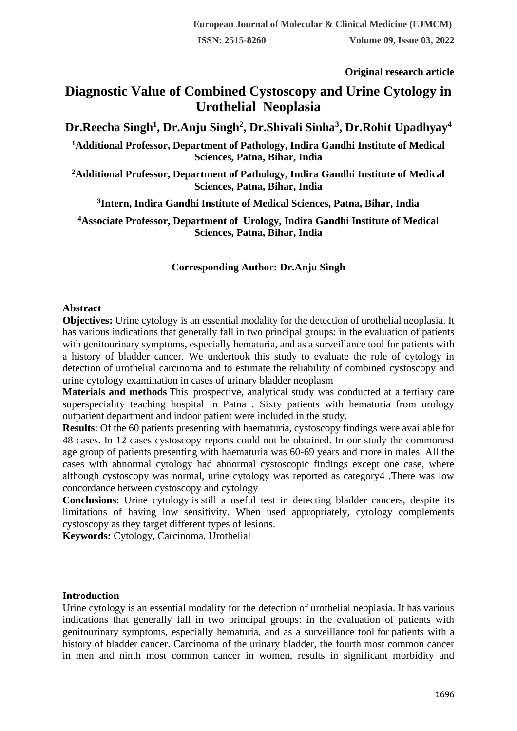Original research article

# Diagnostic Value of Combined Cystoscopy and Urine Cytology in Urothelial Neoplasia

**Dr.Reecha Singh[1], Dr.Anju Singh[2], Dr.Shivali Sinha[3], Dr.Rohit Upadhyay[4]**

**[1]Additional Professor, Department of Pathology, Indira Gandhi Institute of Medical Sciences, Patna, Bihar, India**

**[2]Additional Professor, Department of Pathology, Indira Gandhi Institute of Medical Sciences, Patna, Bihar, India**

**[3]Intern, Indira Gandhi Institute of Medical Sciences, Patna, Bihar, India**

**[4]Associate Professor, Department of Urology, Indira Gandhi Institute of Medical Sciences, Patna, Bihar, India**

**Corresponding Author: Dr.Anju Singh**

## Abstract

**Objectives:** Urine cytology is an essential modality for the detection of urothelial neoplasia. It has various indications that generally fall in two principal groups: in the evaluation of patients with genitourinary symptoms, especially hematuria, and as a surveillance tool for patients with a history of bladder cancer. We undertook this study to evaluate the role of cytology in detection of urothelial carcinoma and to estimate the reliability of combined cystoscopy and urine cytology examination in cases of urinary bladder neoplasm

**Materials and methods** This prospective, analytical study was conducted at a tertiary care superspeciality teaching hospital in Patna . Sixty patients with hematuria from urology outpatient department and indoor patient were included in the study.

**Results**: Of the 60 patients presenting with haematuria, cystoscopy findings were available for 48 cases. In 12 cases cystoscopy reports could not be obtained. In our study the commonest age group of patients presenting with haematuria was 60-69 years and more in males. All the cases with abnormal cytology had abnormal cystoscopic findings except one case, where although cystoscopy was normal, urine cytology was reported as category4 .There was low concordance between cystoscopy and cytology

**Conclusions**: Urine cytology is still a useful test in detecting bladder cancers, despite its limitations of having low sensitivity. When used appropriately, cytology complements cystoscopy as they target different types of lesions.

**Keywords:** Cytology, Carcinoma, Urothelial

## Introduction

Urine cytology is an essential modality for the detection of urothelial neoplasia. It has various indications that generally fall in two principal groups: in the evaluation of patients with genitourinary symptoms, especially hematuria, and as a surveillance tool for patients with a history of bladder cancer. Carcinoma of the urinary bladder, the fourth most common cancer in men and ninth most common cancer in women, results in significant morbidity and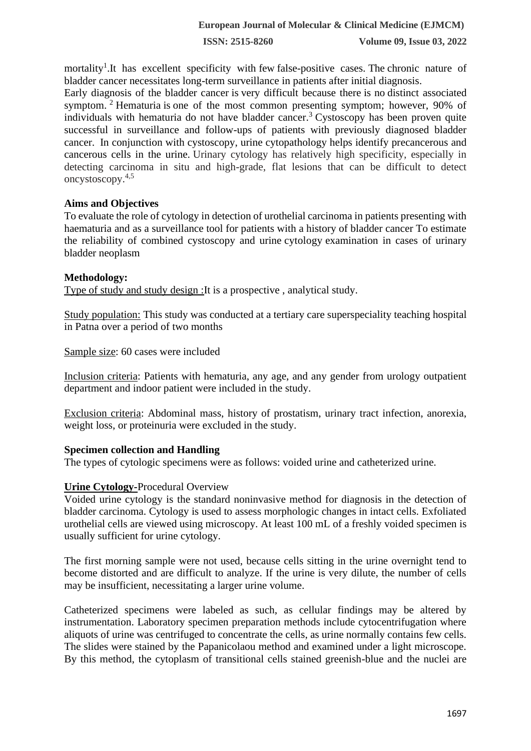mortality[1].It has excellent specificity with few false-positive cases. The chronic nature of bladder cancer necessitates long-term surveillance in patients after initial diagnosis.

Early diagnosis of the bladder cancer is very difficult because there is no distinct associated symptom. [2] Hematuria is one of the most common presenting symptom; however, 90% of individuals with hematuria do not have bladder cancer.[3] Cystoscopy has been proven quite successful in surveillance and follow-ups of patients with previously diagnosed bladder cancer. In conjunction with cystoscopy, urine cytopathology helps identify precancerous and cancerous cells in the urine. Urinary cytology has relatively high specificity, especially in detecting carcinoma in situ and high-grade, flat lesions that can be difficult to detect oncystoscopy.[4,5]

**Aims and Objectives**

To evaluate the role of cytology in detection of urothelial carcinoma in patients presenting with haematuria and as a surveillance tool for patients with a history of bladder cancer To estimate the reliability of combined cystoscopy and urine cytology examination in cases of urinary bladder neoplasm

**Methodology:**

Type of study and study design :It is a prospective , analytical study.

Study population: This study was conducted at a tertiary care superspeciality teaching hospital in Patna over a period of two months

Sample size: 60 cases were included

Inclusion criteria: Patients with hematuria, any age, and any gender from urology outpatient department and indoor patient were included in the study.

Exclusion criteria: Abdominal mass, history of prostatism, urinary tract infection, anorexia, weight loss, or proteinuria were excluded in the study.

**Specimen collection and Handling**

The types of cytologic specimens were as follows: voided urine and catheterized urine.

**Urine Cytology-**Procedural Overview

Voided urine cytology is the standard noninvasive method for diagnosis in the detection of bladder carcinoma. Cytology is used to assess morphologic changes in intact cells. Exfoliated urothelial cells are viewed using microscopy. At least 100 mL of a freshly voided specimen is usually sufficient for urine cytology.

The first morning sample were not used, because cells sitting in the urine overnight tend to become distorted and are difficult to analyze. If the urine is very dilute, the number of cells may be insufficient, necessitating a larger urine volume.

Catheterized specimens were labeled as such, as cellular findings may be altered by instrumentation. Laboratory specimen preparation methods include cytocentrifugation where aliquots of urine was centrifuged to concentrate the cells, as urine normally contains few cells. The slides were stained by the Papanicolaou method and examined under a light microscope. By this method, the cytoplasm of transitional cells stained greenish-blue and the nuclei are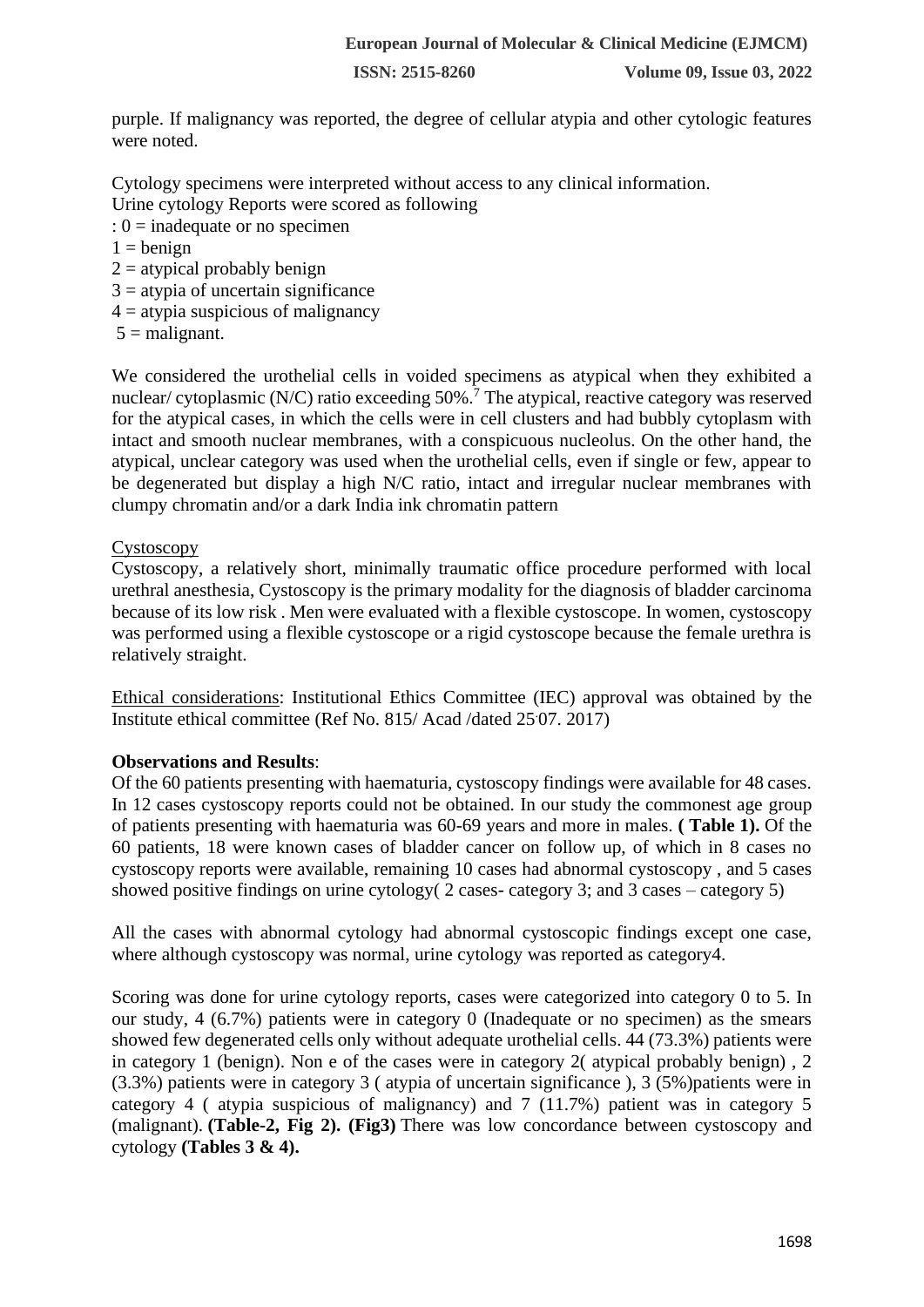purple. If malignancy was reported, the degree of cellular atypia and other cytologic features were noted.

Cytology specimens were interpreted without access to any clinical information.
Urine cytology Reports were scored as following
: 0 = inadequate or no specimen
1 = benign
2 = atypical probably benign
3 = atypia of uncertain significance
4 = atypia suspicious of malignancy
5 = malignant.

We considered the urothelial cells in voided specimens as atypical when they exhibited a nuclear/ cytoplasmic (N/C) ratio exceeding 50%.[7] The atypical, reactive category was reserved for the atypical cases, in which the cells were in cell clusters and had bubbly cytoplasm with intact and smooth nuclear membranes, with a conspicuous nucleolus. On the other hand, the atypical, unclear category was used when the urothelial cells, even if single or few, appear to be degenerated but display a high N/C ratio, intact and irregular nuclear membranes with clumpy chromatin and/or a dark India ink chromatin pattern

Cystoscopy
Cystoscopy, a relatively short, minimally traumatic office procedure performed with local urethral anesthesia, Cystoscopy is the primary modality for the diagnosis of bladder carcinoma because of its low risk . Men were evaluated with a flexible cystoscope. In women, cystoscopy was performed using a flexible cystoscope or a rigid cystoscope because the female urethra is relatively straight.

Ethical considerations: Institutional Ethics Committee (IEC) approval was obtained by the Institute ethical committee (Ref No. 815/ Acad /dated 25.07. 2017)

**Observations and Results**:
Of the 60 patients presenting with haematuria, cystoscopy findings were available for 48 cases. In 12 cases cystoscopy reports could not be obtained. In our study the commonest age group of patients presenting with haematuria was 60-69 years and more in males. **( Table 1).** Of the 60 patients, 18 were known cases of bladder cancer on follow up, of which in 8 cases no cystoscopy reports were available, remaining 10 cases had abnormal cystoscopy , and 5 cases showed positive findings on urine cytology( 2 cases- category 3; and 3 cases – category 5)

All the cases with abnormal cytology had abnormal cystoscopic findings except one case, where although cystoscopy was normal, urine cytology was reported as category4.

Scoring was done for urine cytology reports, cases were categorized into category 0 to 5. In our study, 4 (6.7%) patients were in category 0 (Inadequate or no specimen) as the smears showed few degenerated cells only without adequate urothelial cells. 44 (73.3%) patients were in category 1 (benign). Non e of the cases were in category 2( atypical probably benign) , 2 (3.3%) patients were in category 3 ( atypia of uncertain significance ), 3 (5%)patients were in category 4 ( atypia suspicious of malignancy) and 7 (11.7%) patient was in category 5 (malignant). **(Table-2, Fig 2). (Fig3)** There was low concordance between cystoscopy and cytology **(Tables 3 & 4).**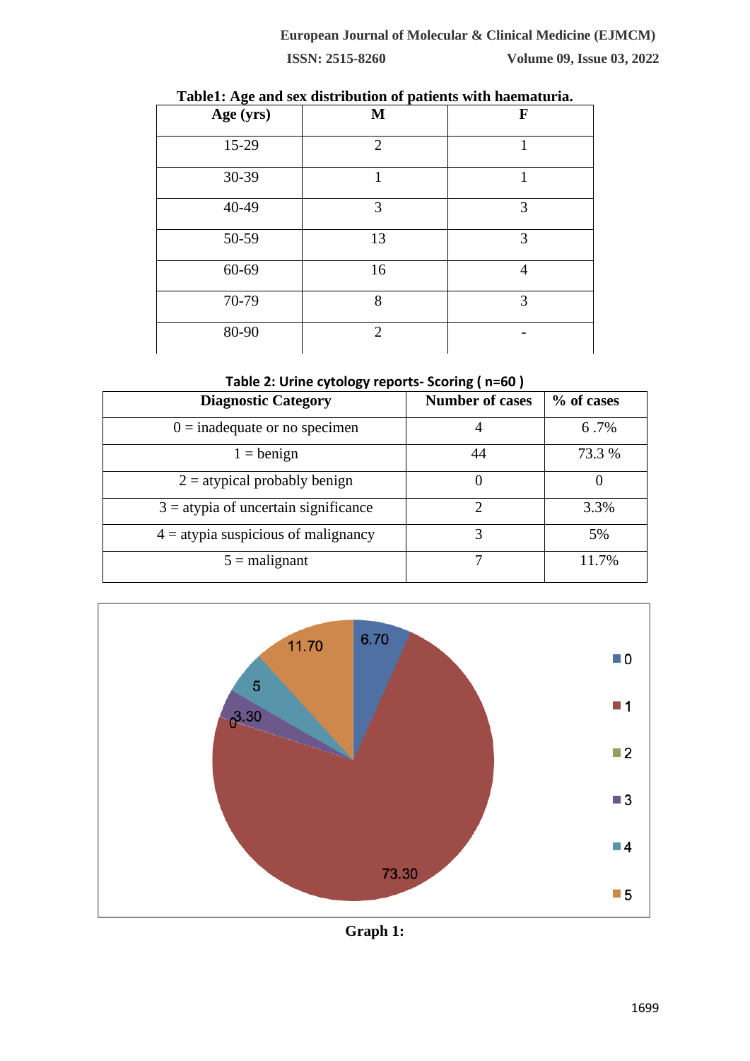**Table1: Age and sex distribution of patients with haematuria.**

| Age (yrs) | M | F |
|---|---|---|
| 15-29 | 2 | 1 |
| 30-39 | 1 | 1 |
| 40-49 | 3 | 3 |
| 50-59 | 13 | 3 |
| 60-69 | 16 | 4 |
| 70-79 | 8 | 3 |
| 80-90 | 2 | - |

**Table 2: Urine cytology reports- Scoring ( n=60 )**

| Diagnostic Category | Number of cases | % of cases |
|---|---|---|
| 0 = inadequate or no specimen | 4 | 6 .7% |
| 1 = benign | 44 | 73.3 % |
| 2 = atypical probably benign | 0 | 0 |
| 3 = atypia of uncertain significance | 2 | 3.3% |
| 4 = atypia suspicious of malignancy | 3 | 5% |
| 5 = malignant | 7 | 11.7% |

**Graph 1:**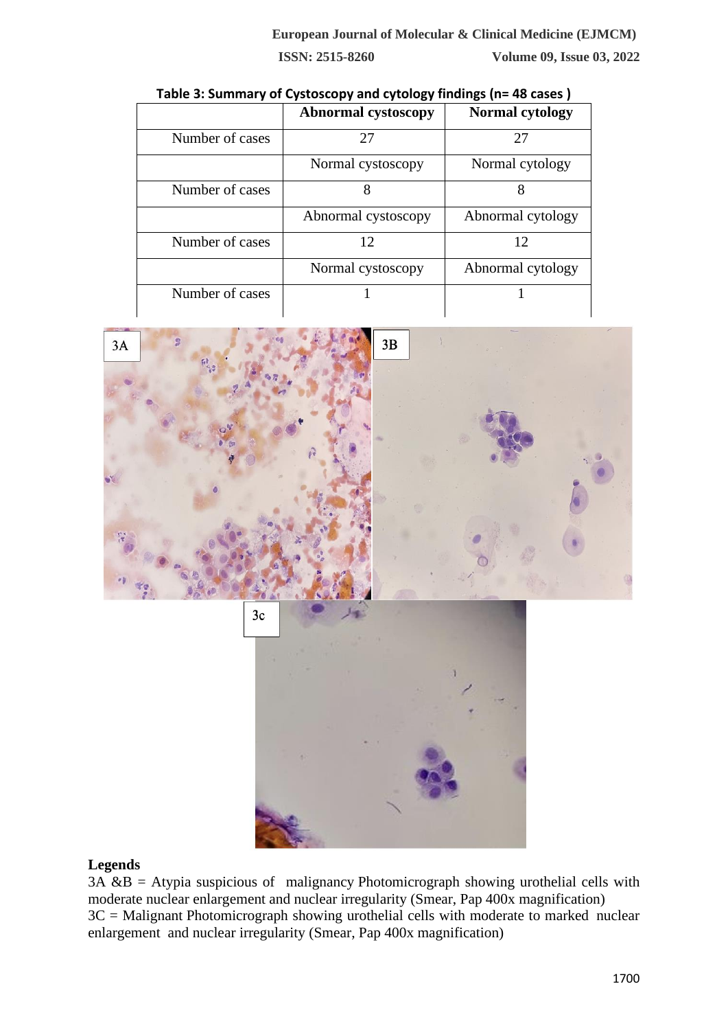**Table 3: Summary of Cystoscopy and cytology findings (n= 48 cases )**

| | Abnormal cystoscopy | Normal cytology |
|---|---|---|
| Number of cases | 27 | 27 |
| | Normal cystoscopy | Normal cytology |
| Number of cases | 8 | 8 |
| | Abnormal cystoscopy | Abnormal cytology |
| Number of cases | 12 | 12 |
| | Normal cystoscopy | Abnormal cytology |
| Number of cases | 1 | 1 |

**Legends**

3A &B = Atypia suspicious of malignancy Photomicrograph showing urothelial cells with moderate nuclear enlargement and nuclear irregularity (Smear, Pap 400x magnification)

3C = Malignant Photomicrograph showing urothelial cells with moderate to marked nuclear enlargement and nuclear irregularity (Smear, Pap 400x magnification)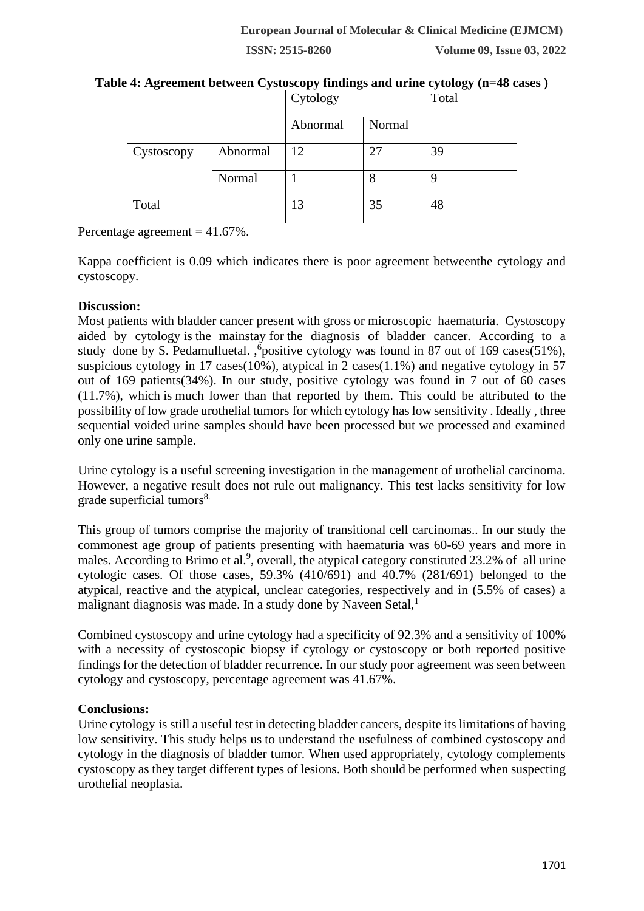**Table 4: Agreement between Cystoscopy findings and urine cytology (n=48 cases )**

| | | Cytology | | Total |
|---|---|---|---|---|
| | | Abnormal | Normal | |
| Cystoscopy | Abnormal | 12 | 27 | 39 |
| | Normal | 1 | 8 | 9 |
| Total | | 13 | 35 | 48 |

Percentage agreement = 41.67%.

Kappa coefficient is 0.09 which indicates there is poor agreement betweenthe cytology and cystoscopy.

**Discussion:**

Most patients with bladder cancer present with gross or microscopic haematuria. Cystoscopy aided by cytology is the mainstay for the diagnosis of bladder cancer. According to a study done by S. Pedamulluetal. ,[6]positive cytology was found in 87 out of 169 cases(51%), suspicious cytology in 17 cases(10%), atypical in 2 cases(1.1%) and negative cytology in 57 out of 169 patients(34%). In our study, positive cytology was found in 7 out of 60 cases (11.7%), which is much lower than that reported by them. This could be attributed to the possibility of low grade urothelial tumors for which cytology has low sensitivity . Ideally , three sequential voided urine samples should have been processed but we processed and examined only one urine sample.

Urine cytology is a useful screening investigation in the management of urothelial carcinoma. However, a negative result does not rule out malignancy. This test lacks sensitivity for low grade superficial tumors[8.]

This group of tumors comprise the majority of transitional cell carcinomas.. In our study the commonest age group of patients presenting with haematuria was 60-69 years and more in males. According to Brimo et al.[9], overall, the atypical category constituted 23.2% of all urine cytologic cases. Of those cases, 59.3% (410/691) and 40.7% (281/691) belonged to the atypical, reactive and the atypical, unclear categories, respectively and in (5.5% of cases) a malignant diagnosis was made. In a study done by Naveen Setal,[1]

Combined cystoscopy and urine cytology had a specificity of 92.3% and a sensitivity of 100% with a necessity of cystoscopic biopsy if cytology or cystoscopy or both reported positive findings for the detection of bladder recurrence. In our study poor agreement was seen between cytology and cystoscopy, percentage agreement was 41.67%.

**Conclusions:**

Urine cytology is still a useful test in detecting bladder cancers, despite its limitations of having low sensitivity. This study helps us to understand the usefulness of combined cystoscopy and cytology in the diagnosis of bladder tumor. When used appropriately, cytology complements cystoscopy as they target different types of lesions. Both should be performed when suspecting urothelial neoplasia.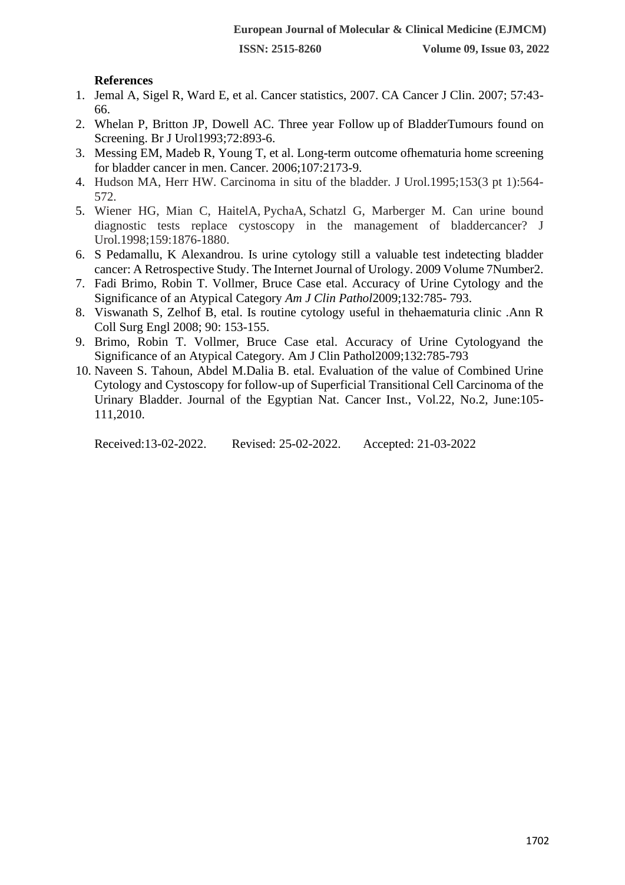**References**

1. Jemal A, Sigel R, Ward E, et al. Cancer statistics, 2007. CA Cancer J Clin. 2007; 57:43-66.
2. Whelan P, Britton JP, Dowell AC. Three year Follow up of BladderTumours found on Screening. Br J Urol1993;72:893-6.
3. Messing EM, Madeb R, Young T, et al. Long-term outcome ofhematuria home screening for bladder cancer in men. Cancer. 2006;107:2173-9.
4. Hudson MA, Herr HW. Carcinoma in situ of the bladder. J Urol.1995;153(3 pt 1):564-572.
5. Wiener HG, Mian C, HaitelA, PychaA, Schatzl G, Marberger M. Can urine bound diagnostic tests replace cystoscopy in the management of bladdercancer? J Urol.1998;159:1876-1880.
6. S Pedamallu, K Alexandrou. Is urine cytology still a valuable test indetecting bladder cancer: A Retrospective Study. The Internet Journal of Urology. 2009 Volume 7Number2.
7. Fadi Brimo, Robin T. Vollmer, Bruce Case etal. Accuracy of Urine Cytology and the Significance of an Atypical Category *Am J Clin Pathol*2009;132:785- 793.
8. Viswanath S, Zelhof B, etal. Is routine cytology useful in thehaematuria clinic .Ann R Coll Surg Engl 2008; 90: 153-155.
9. Brimo, Robin T. Vollmer, Bruce Case etal. Accuracy of Urine Cytologyand the Significance of an Atypical Category. Am J Clin Pathol2009;132:785-793
10. Naveen S. Tahoun, Abdel M.Dalia B. etal. Evaluation of the value of Combined Urine Cytology and Cystoscopy for follow-up of Superficial Transitional Cell Carcinoma of the Urinary Bladder. Journal of the Egyptian Nat. Cancer Inst., Vol.22, No.2, June:105-111,2010.

Received:13-02-2022. Revised: 25-02-2022. Accepted: 21-03-2022